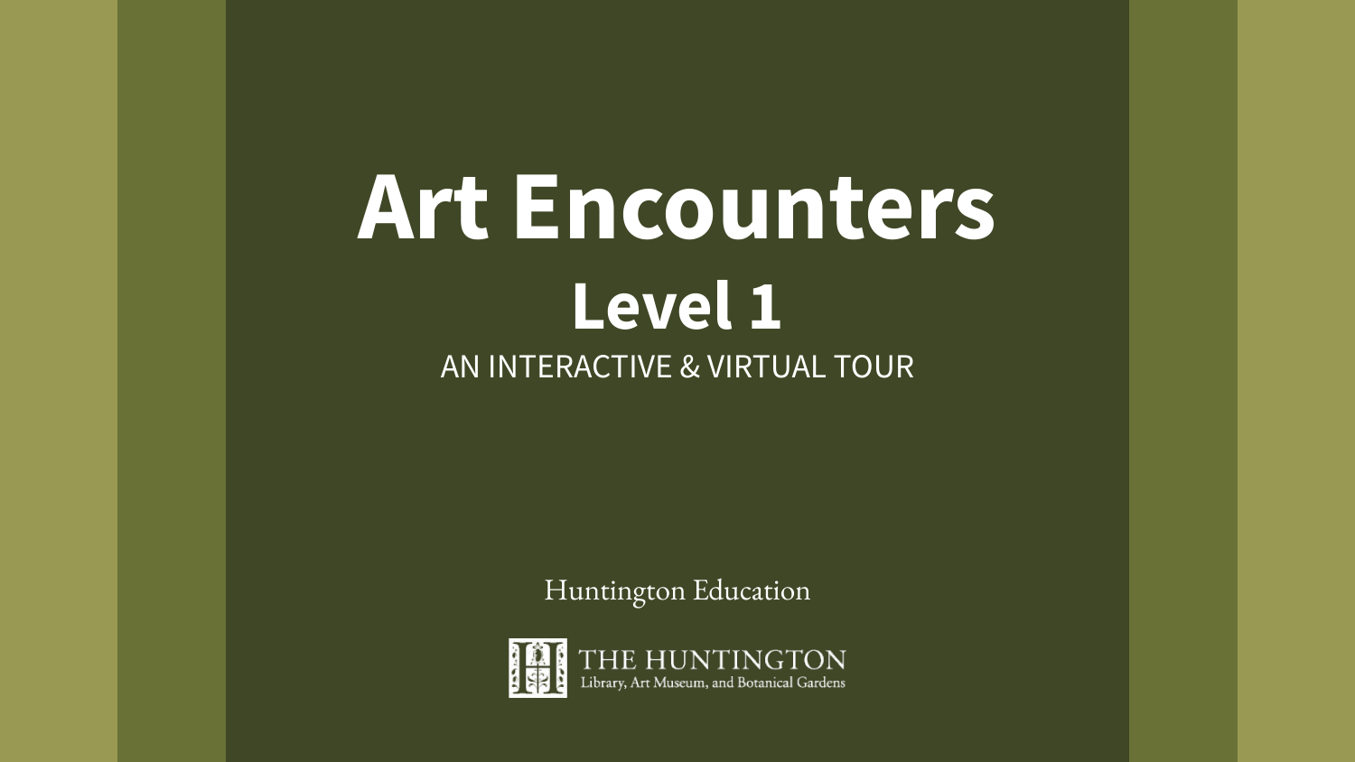# Art Encounters

## Level 1

AN INTERACTIVE & VIRTUAL TOUR

Huntington Education

THE HUNTINGTON
Library, Art Museum, and Botanical Gardens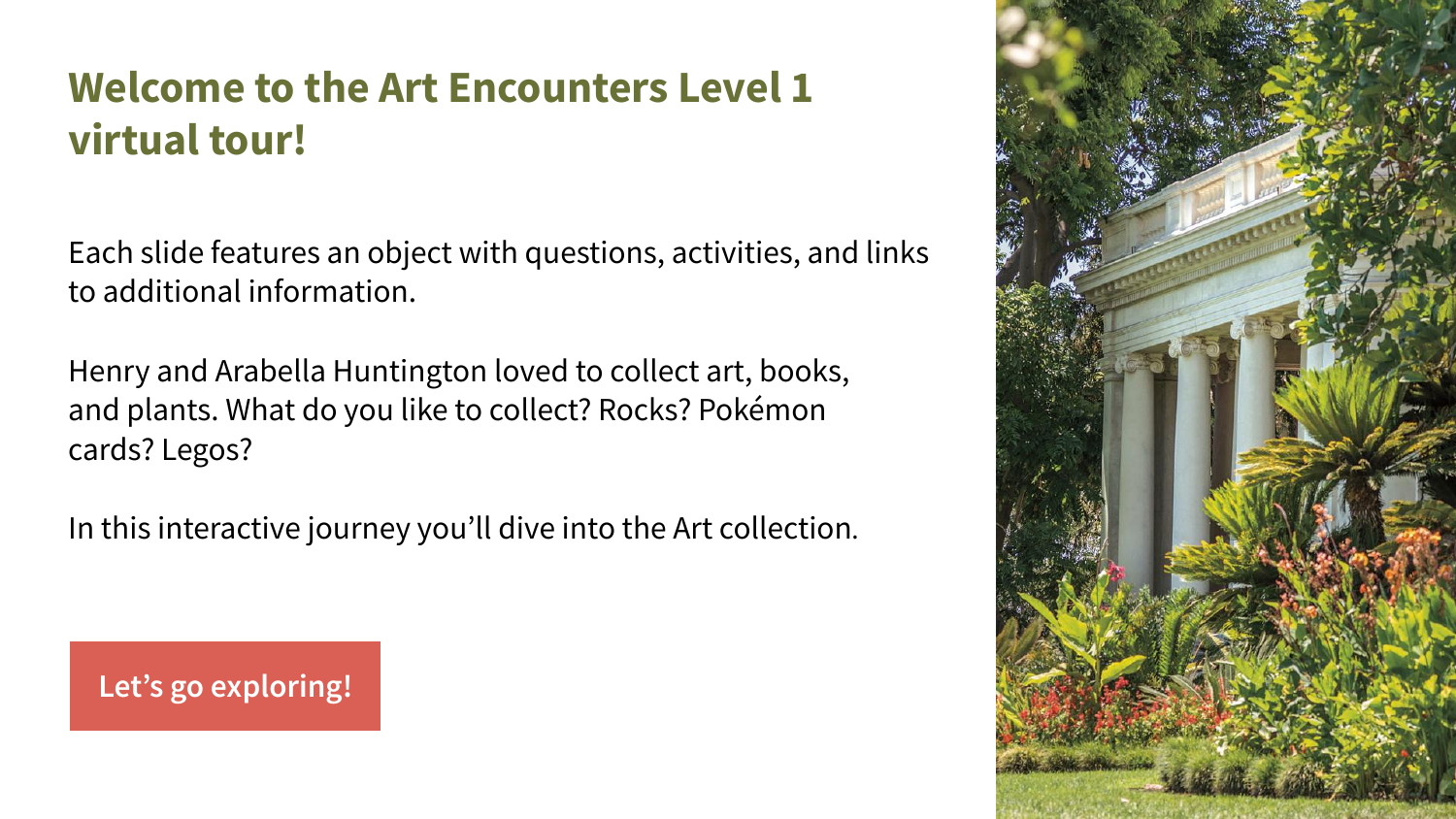# Welcome to the Art Encounters Level 1 virtual tour!

Each slide features an object with questions, activities, and links to additional information.

Henry and Arabella Huntington loved to collect art, books, and plants. What do you like to collect? Rocks? Pokémon cards? Legos?

In this interactive journey you'll dive into the Art collection.

Let's go exploring!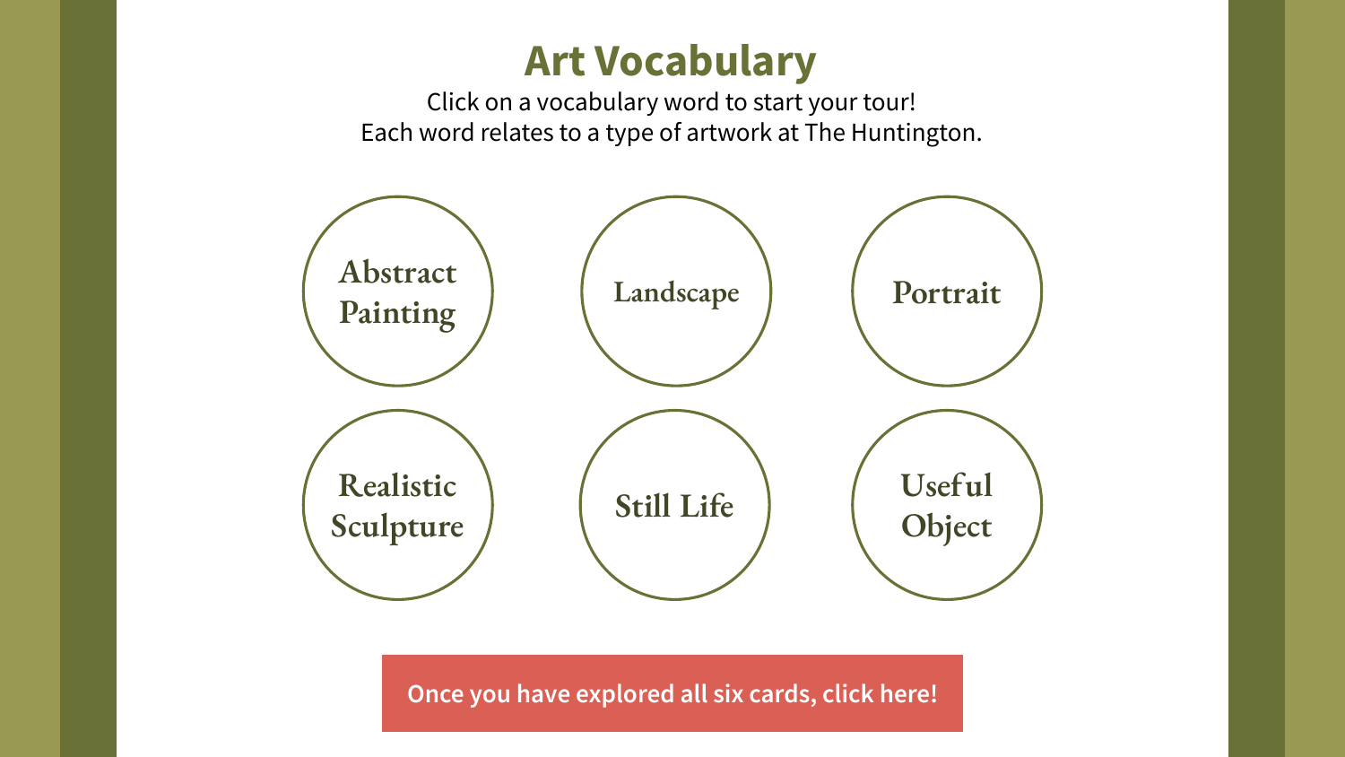# Art Vocabulary

Click on a vocabulary word to start your tour!
Each word relates to a type of artwork at The Huntington.

- Abstract Painting
- Landscape
- Portrait
- Realistic Sculpture
- Still Life
- Useful Object

**Once you have explored all six cards, click here!**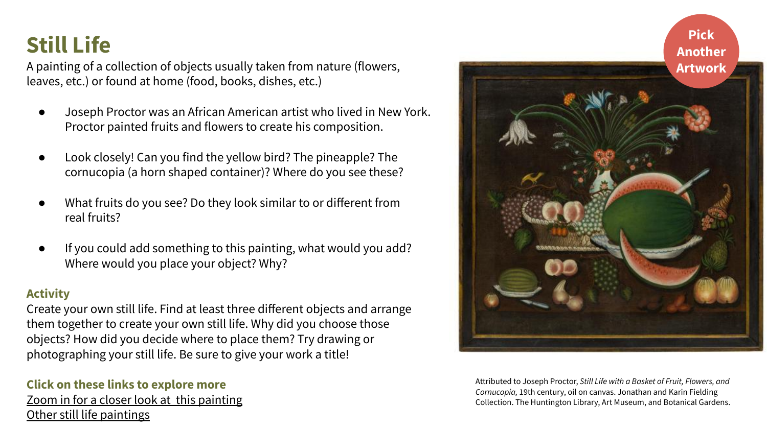# Still Life

A painting of a collection of objects usually taken from nature (flowers, leaves, etc.) or found at home (food, books, dishes, etc.)

- Joseph Proctor was an African American artist who lived in New York. Proctor painted fruits and flowers to create his composition.
- Look closely! Can you find the yellow bird? The pineapple? The cornucopia (a horn shaped container)? Where do you see these?
- What fruits do you see? Do they look similar to or different from real fruits?
- If you could add something to this painting, what would you add? Where would you place your object? Why?

**Activity**

Create your own still life. Find at least three different objects and arrange them together to create your own still life. Why did you choose those objects? How did you decide where to place them? Try drawing or photographing your still life. Be sure to give your work a title!

**Click on these links to explore more**

Zoom in for a closer look at this painting

Other still life paintings

**Pick Another Artwork**

Attributed to Joseph Proctor, *Still Life with a Basket of Fruit, Flowers, and Cornucopia,* 19th century, oil on canvas. Jonathan and Karin Fielding Collection. The Huntington Library, Art Museum, and Botanical Gardens.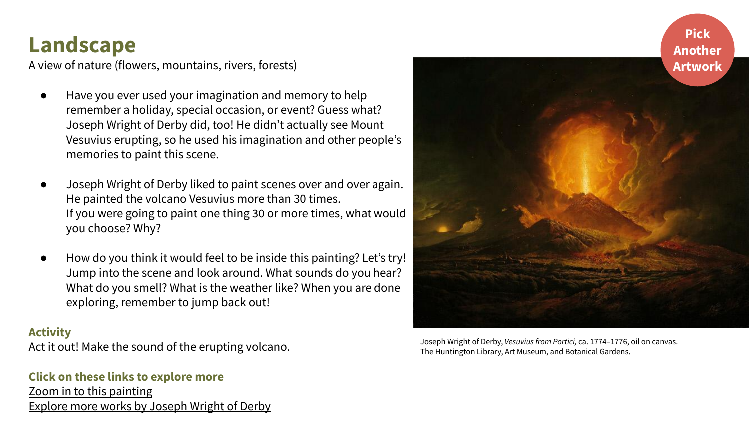# Landscape

A view of nature (flowers, mountains, rivers, forests)

- Have you ever used your imagination and memory to help remember a holiday, special occasion, or event? Guess what? Joseph Wright of Derby did, too! He didn't actually see Mount Vesuvius erupting, so he used his imagination and other people's memories to paint this scene.
- Joseph Wright of Derby liked to paint scenes over and over again. He painted the volcano Vesuvius more than 30 times. If you were going to paint one thing 30 or more times, what would you choose? Why?
- How do you think it would feel to be inside this painting? Let's try! Jump into the scene and look around. What sounds do you hear? What do you smell? What is the weather like? When you are done exploring, remember to jump back out!

**Activity**

Act it out! Make the sound of the erupting volcano.

**Click on these links to explore more**

Zoom in to this painting

Explore more works by Joseph Wright of Derby

**Pick Another Artwork**

Joseph Wright of Derby, *Vesuvius from Portici,* ca. 1774–1776, oil on canvas. The Huntington Library, Art Museum, and Botanical Gardens.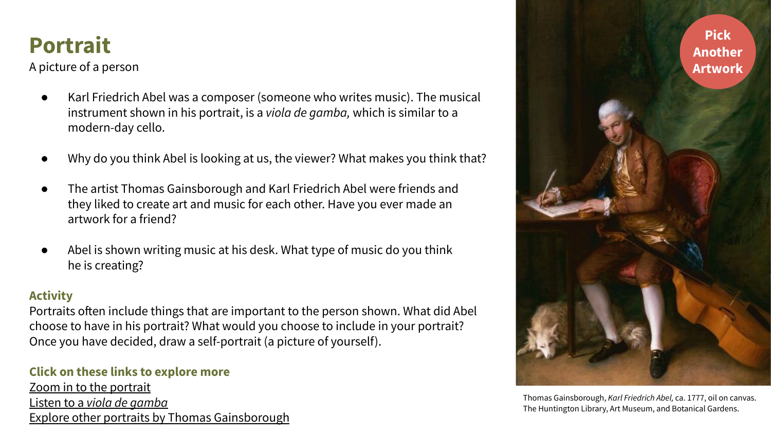# Portrait

A picture of a person

- Karl Friedrich Abel was a composer (someone who writes music). The musical instrument shown in his portrait, is a *viola de gamba,* which is similar to a modern-day cello.
- Why do you think Abel is looking at us, the viewer? What makes you think that?
- The artist Thomas Gainsborough and Karl Friedrich Abel were friends and they liked to create art and music for each other. Have you ever made an artwork for a friend?
- Abel is shown writing music at his desk. What type of music do you think he is creating?

### Activity

Portraits often include things that are important to the person shown. What did Abel choose to have in his portrait? What would you choose to include in your portrait? Once you have decided, draw a self-portrait (a picture of yourself).

### Click on these links to explore more

Zoom in to the portrait
Listen to a *viola de gamba*
Explore other portraits by Thomas Gainsborough

**Pick Another Artwork**

Thomas Gainsborough, *Karl Friedrich Abel,* ca. 1777, oil on canvas. The Huntington Library, Art Museum, and Botanical Gardens.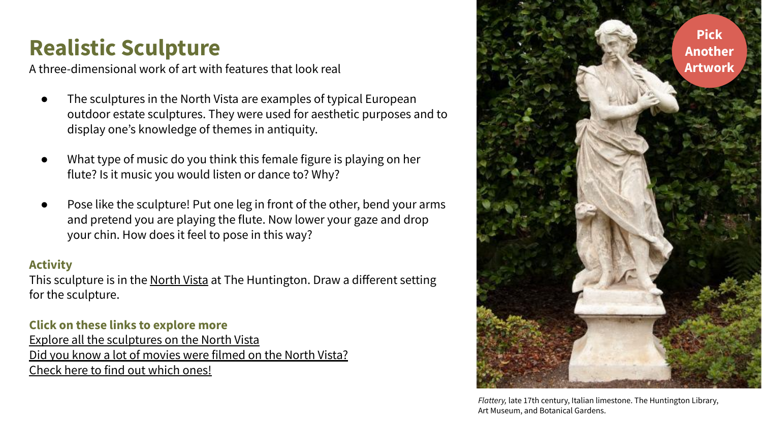# Realistic Sculpture

A three-dimensional work of art with features that look real

- The sculptures in the North Vista are examples of typical European outdoor estate sculptures. They were used for aesthetic purposes and to display one's knowledge of themes in antiquity.
- What type of music do you think this female figure is playing on her flute? Is it music you would listen or dance to? Why?
- Pose like the sculpture! Put one leg in front of the other, bend your arms and pretend you are playing the flute. Now lower your gaze and drop your chin. How does it feel to pose in this way?

**Activity**

This sculpture is in the North Vista at The Huntington. Draw a different setting for the sculpture.

**Click on these links to explore more**

Explore all the sculptures on the North Vista

Did you know a lot of movies were filmed on the North Vista? Check here to find out which ones!

Pick Another Artwork

*Flattery,* late 17th century, Italian limestone. The Huntington Library, Art Museum, and Botanical Gardens.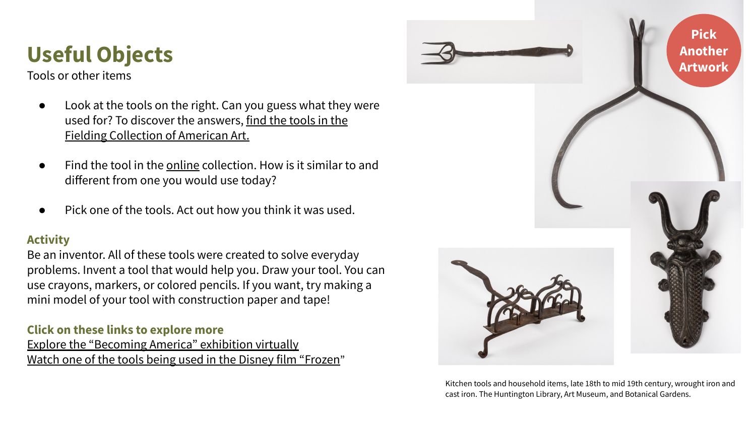# Useful Objects

Tools or other items

- Look at the tools on the right. Can you guess what they were used for? To discover the answers, find the tools in the Fielding Collection of American Art.
- Find the tool in the online collection. How is it similar to and different from one you would use today?
- Pick one of the tools. Act out how you think it was used.

### Activity

Be an inventor. All of these tools were created to solve everyday problems. Invent a tool that would help you. Draw your tool. You can use crayons, markers, or colored pencils. If you want, try making a mini model of your tool with construction paper and tape!

### Click on these links to explore more

Explore the "Becoming America" exhibition virtually

Watch one of the tools being used in the Disney film "Frozen"

Pick Another Artwork

Kitchen tools and household items, late 18th to mid 19th century, wrought iron and cast iron. The Huntington Library, Art Museum, and Botanical Gardens.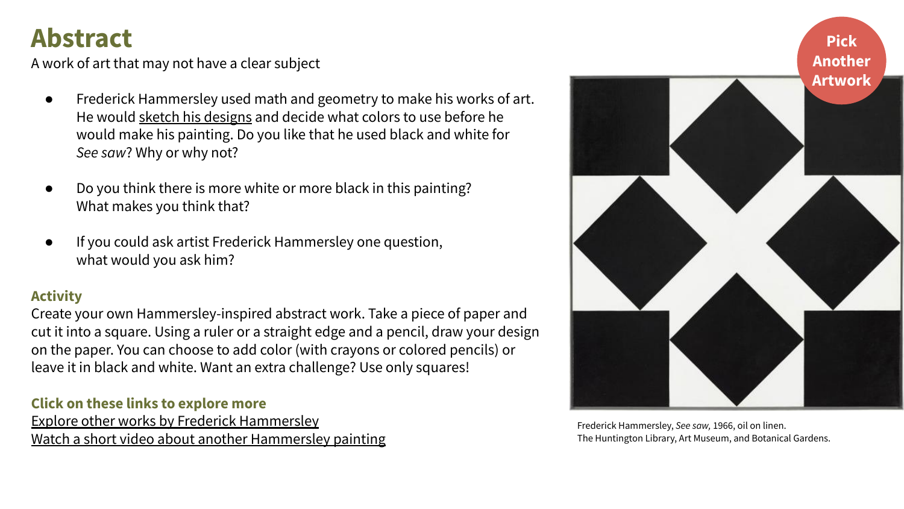# Abstract

A work of art that may not have a clear subject

- Frederick Hammersley used math and geometry to make his works of art. He would sketch his designs and decide what colors to use before he would make his painting. Do you like that he used black and white for *See saw*? Why or why not?

- Do you think there is more white or more black in this painting? What makes you think that?

- If you could ask artist Frederick Hammersley one question, what would you ask him?

**Pick Another Artwork**

### Activity

Create your own Hammersley-inspired abstract work. Take a piece of paper and cut it into a square. Using a ruler or a straight edge and a pencil, draw your design on the paper. You can choose to add color (with crayons or colored pencils) or leave it in black and white. Want an extra challenge? Use only squares!

### Click on these links to explore more

Explore other works by Frederick Hammersley

Watch a short video about another Hammersley painting

Frederick Hammersley, *See saw,* 1966, oil on linen.
The Huntington Library, Art Museum, and Botanical Gardens.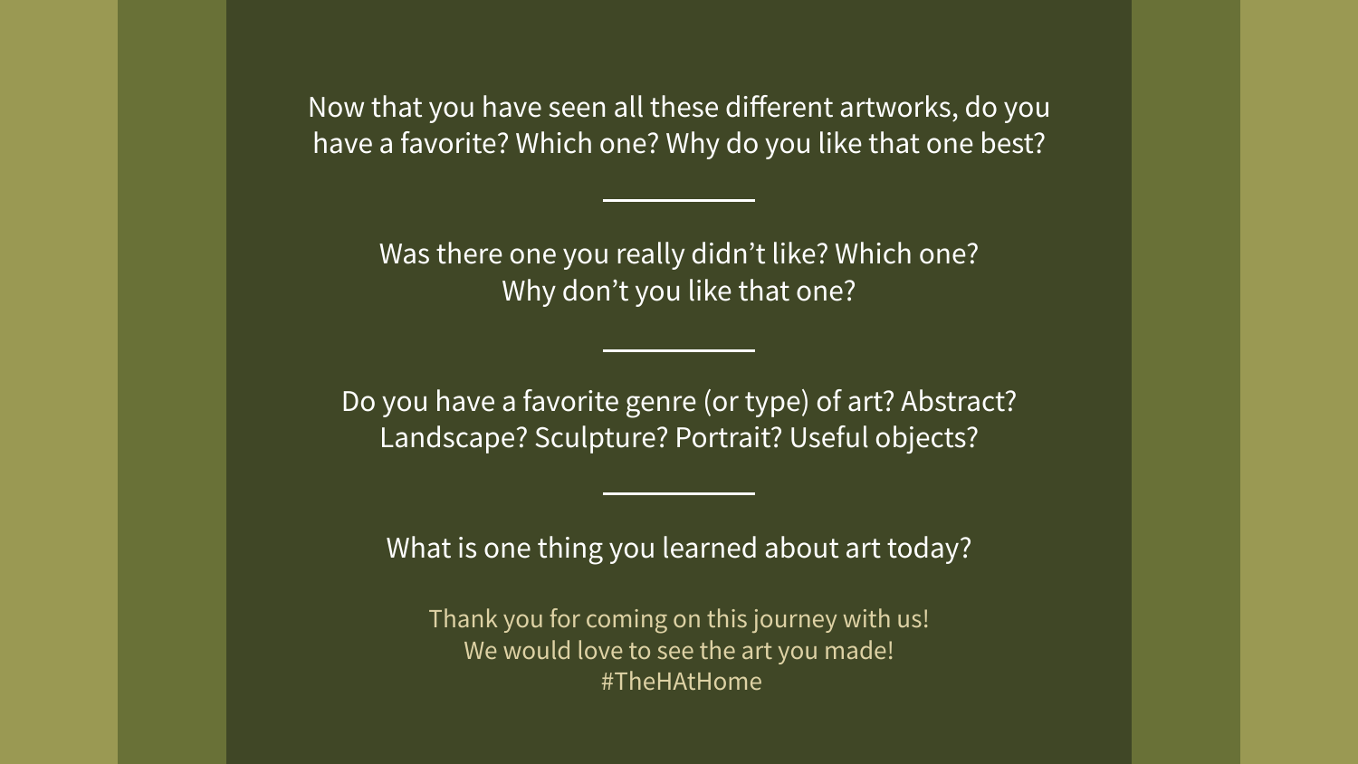Now that you have seen all these different artworks, do you have a favorite? Which one? Why do you like that one best?

---

Was there one you really didn't like? Which one? Why don't you like that one?

---

Do you have a favorite genre (or type) of art? Abstract? Landscape? Sculpture? Portrait? Useful objects?

---

What is one thing you learned about art today?

Thank you for coming on this journey with us!
We would love to see the art you made!
#TheHAtHome